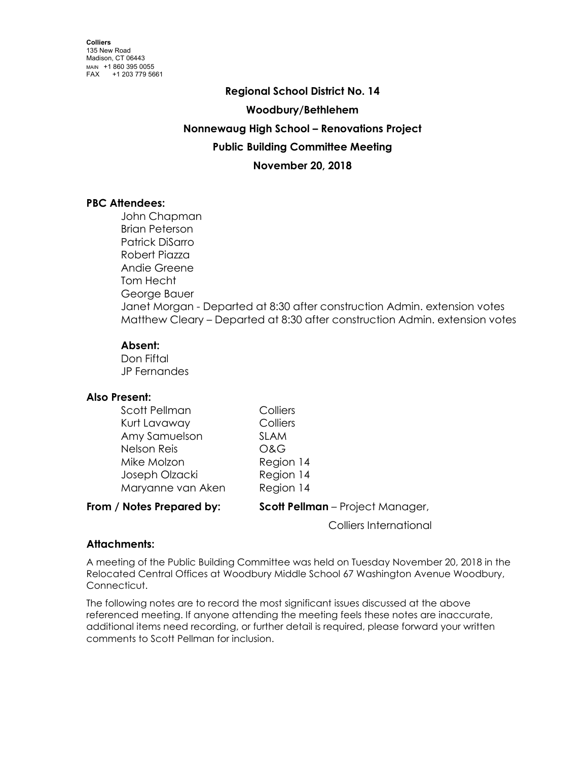**Colliers**
135 New Road
Madison, CT 06443
MAIN +1 860 395 0055
FAX +1 203 779 5661

# Regional School District No. 14

## Woodbury/Bethlehem

## Nonnewaug High School – Renovations Project

## Public Building Committee Meeting

## November 20, 2018

### PBC Attendees:

John Chapman
Brian Peterson
Patrick DiSarro
Robert Piazza
Andie Greene
Tom Hecht
George Bauer
Janet Morgan - Departed at 8:30 after construction Admin. extension votes
Matthew Cleary – Departed at 8:30 after construction Admin. extension votes

**Absent:**

Don Fiftal
JP Fernandes

### Also Present:

| | |
|---|---|
| Scott Pellman | Colliers |
| Kurt Lavaway | Colliers |
| Amy Samuelson | SLAM |
| Nelson Reis | O&G |
| Mike Molzon | Region 14 |
| Joseph Olzacki | Region 14 |
| Maryanne van Aken | Region 14 |

**From / Notes Prepared by:** **Scott Pellman** – Project Manager, Colliers International

### Attachments:

A meeting of the Public Building Committee was held on Tuesday November 20, 2018 in the Relocated Central Offices at Woodbury Middle School 67 Washington Avenue Woodbury, Connecticut.

The following notes are to record the most significant issues discussed at the above referenced meeting. If anyone attending the meeting feels these notes are inaccurate, additional items need recording, or further detail is required, please forward your written comments to Scott Pellman for inclusion.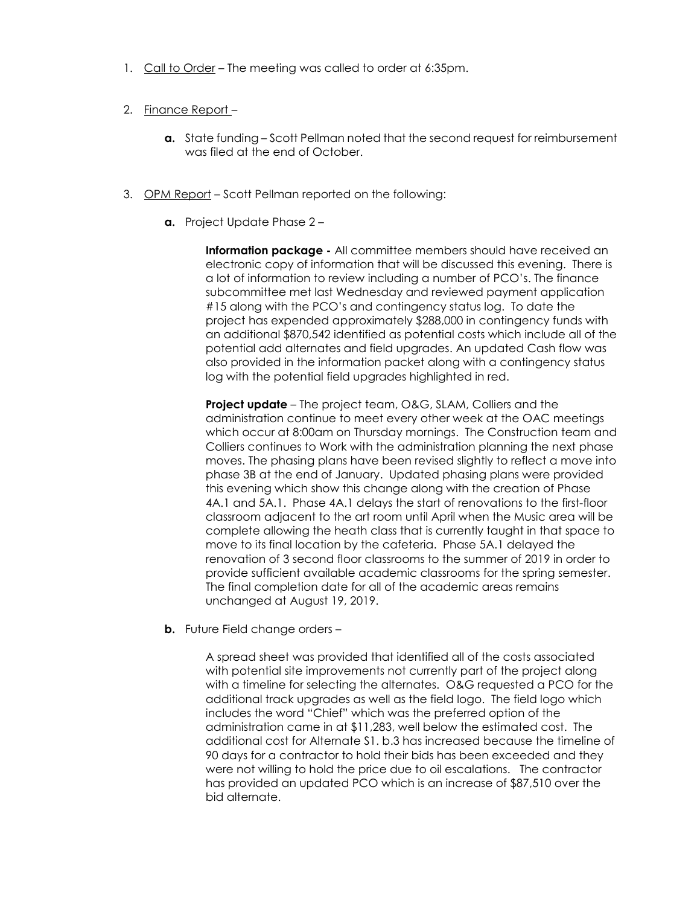1. Call to Order – The meeting was called to order at 6:35pm.

2. Finance Report –

   **a.** State funding – Scott Pellman noted that the second request for reimbursement was filed at the end of October.

3. OPM Report – Scott Pellman reported on the following:

   **a.** Project Update Phase 2 –

   **Information package -** All committee members should have received an electronic copy of information that will be discussed this evening. There is a lot of information to review including a number of PCO's. The finance subcommittee met last Wednesday and reviewed payment application #15 along with the PCO's and contingency status log. To date the project has expended approximately $288,000 in contingency funds with an additional $870,542 identified as potential costs which include all of the potential add alternates and field upgrades. An updated Cash flow was also provided in the information packet along with a contingency status log with the potential field upgrades highlighted in red.

   **Project update** – The project team, O&G, SLAM, Colliers and the administration continue to meet every other week at the OAC meetings which occur at 8:00am on Thursday mornings. The Construction team and Colliers continues to Work with the administration planning the next phase moves. The phasing plans have been revised slightly to reflect a move into phase 3B at the end of January. Updated phasing plans were provided this evening which show this change along with the creation of Phase 4A.1 and 5A.1. Phase 4A.1 delays the start of renovations to the first-floor classroom adjacent to the art room until April when the Music area will be complete allowing the heath class that is currently taught in that space to move to its final location by the cafeteria. Phase 5A.1 delayed the renovation of 3 second floor classrooms to the summer of 2019 in order to provide sufficient available academic classrooms for the spring semester. The final completion date for all of the academic areas remains unchanged at August 19, 2019.

   **b.** Future Field change orders –

   A spread sheet was provided that identified all of the costs associated with potential site improvements not currently part of the project along with a timeline for selecting the alternates. O&G requested a PCO for the additional track upgrades as well as the field logo. The field logo which includes the word "Chief" which was the preferred option of the administration came in at $11,283, well below the estimated cost. The additional cost for Alternate S1. b.3 has increased because the timeline of 90 days for a contractor to hold their bids has been exceeded and they were not willing to hold the price due to oil escalations. The contractor has provided an updated PCO which is an increase of $87,510 over the bid alternate.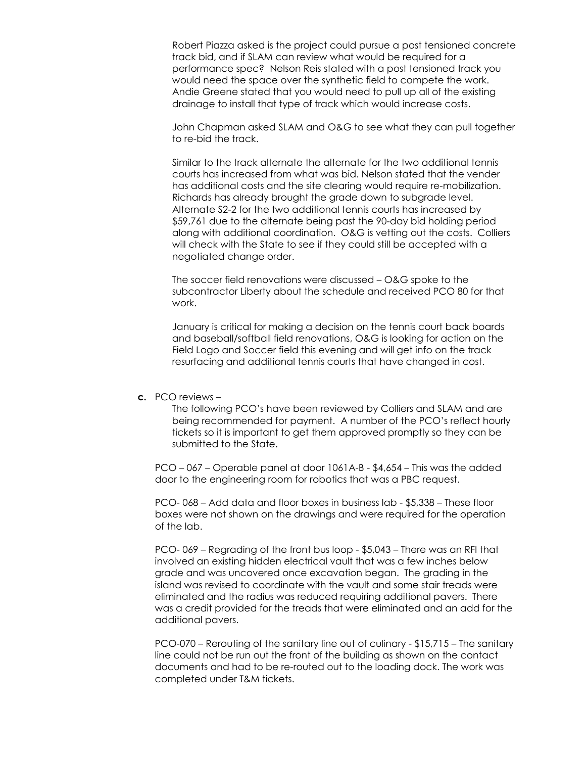Robert Piazza asked is the project could pursue a post tensioned concrete track bid, and if SLAM can review what would be required for a performance spec? Nelson Reis stated with a post tensioned track you would need the space over the synthetic field to compete the work. Andie Greene stated that you would need to pull up all of the existing drainage to install that type of track which would increase costs.

John Chapman asked SLAM and O&G to see what they can pull together to re-bid the track.

Similar to the track alternate the alternate for the two additional tennis courts has increased from what was bid. Nelson stated that the vender has additional costs and the site clearing would require re-mobilization. Richards has already brought the grade down to subgrade level. Alternate S2-2 for the two additional tennis courts has increased by $59,761 due to the alternate being past the 90-day bid holding period along with additional coordination. O&G is vetting out the costs. Colliers will check with the State to see if they could still be accepted with a negotiated change order.

The soccer field renovations were discussed – O&G spoke to the subcontractor Liberty about the schedule and received PCO 80 for that work.

January is critical for making a decision on the tennis court back boards and baseball/softball field renovations, O&G is looking for action on the Field Logo and Soccer field this evening and will get info on the track resurfacing and additional tennis courts that have changed in cost.

**c.** PCO reviews –

The following PCO's have been reviewed by Colliers and SLAM and are being recommended for payment. A number of the PCO's reflect hourly tickets so it is important to get them approved promptly so they can be submitted to the State.

PCO – 067 – Operable panel at door 1061A-B - $4,654 – This was the added door to the engineering room for robotics that was a PBC request.

PCO- 068 – Add data and floor boxes in business lab - $5,338 – These floor boxes were not shown on the drawings and were required for the operation of the lab.

PCO- 069 – Regrading of the front bus loop - $5,043 – There was an RFI that involved an existing hidden electrical vault that was a few inches below grade and was uncovered once excavation began. The grading in the island was revised to coordinate with the vault and some stair treads were eliminated and the radius was reduced requiring additional pavers. There was a credit provided for the treads that were eliminated and an add for the additional pavers.

PCO-070 – Rerouting of the sanitary line out of culinary - $15,715 – The sanitary line could not be run out the front of the building as shown on the contact documents and had to be re-routed out to the loading dock. The work was completed under T&M tickets.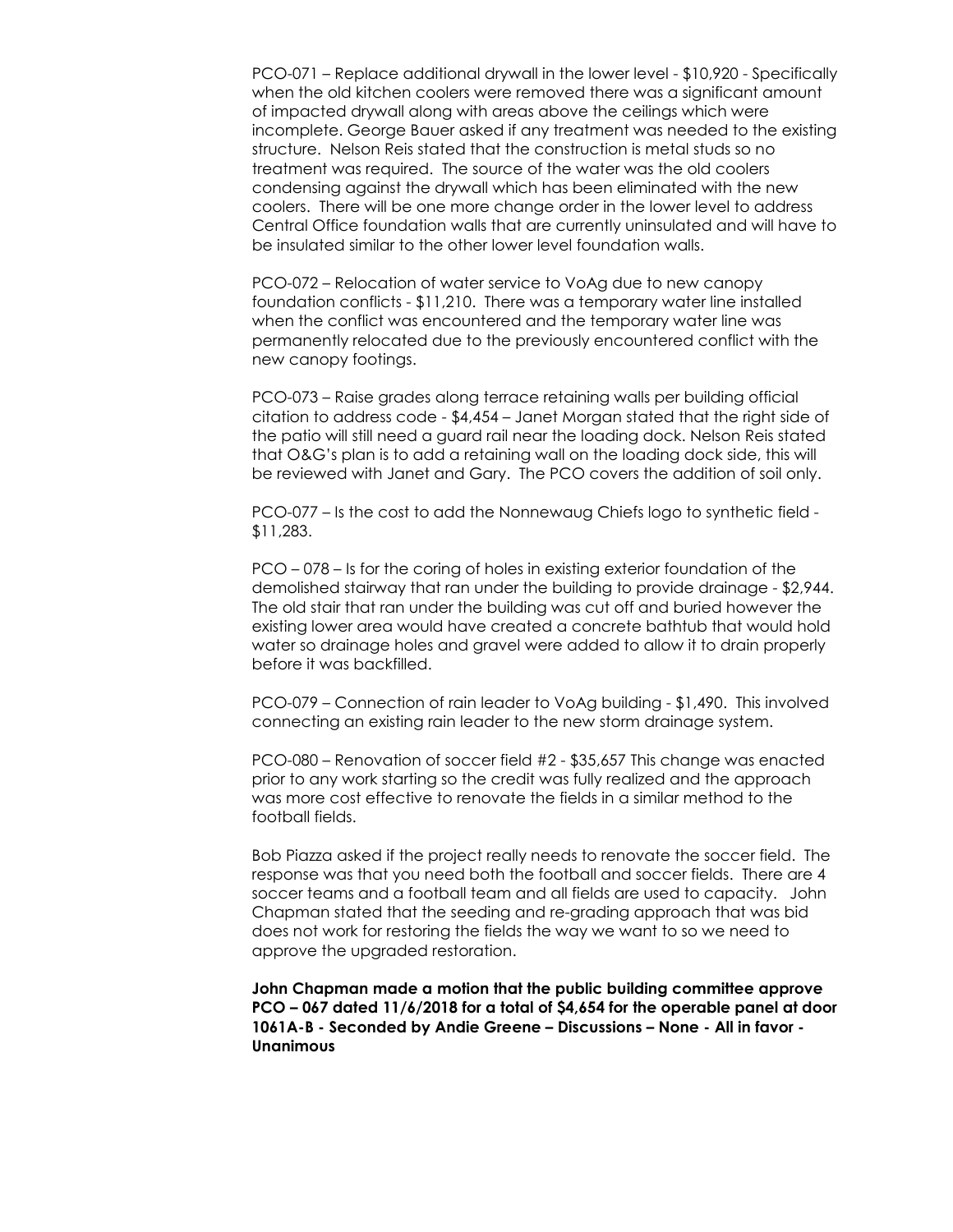PCO-071 – Replace additional drywall in the lower level - $10,920 - Specifically when the old kitchen coolers were removed there was a significant amount of impacted drywall along with areas above the ceilings which were incomplete. George Bauer asked if any treatment was needed to the existing structure. Nelson Reis stated that the construction is metal studs so no treatment was required. The source of the water was the old coolers condensing against the drywall which has been eliminated with the new coolers. There will be one more change order in the lower level to address Central Office foundation walls that are currently uninsulated and will have to be insulated similar to the other lower level foundation walls.

PCO-072 – Relocation of water service to VoAg due to new canopy foundation conflicts - $11,210. There was a temporary water line installed when the conflict was encountered and the temporary water line was permanently relocated due to the previously encountered conflict with the new canopy footings.

PCO-073 – Raise grades along terrace retaining walls per building official citation to address code - $4,454 – Janet Morgan stated that the right side of the patio will still need a guard rail near the loading dock. Nelson Reis stated that O&G's plan is to add a retaining wall on the loading dock side, this will be reviewed with Janet and Gary. The PCO covers the addition of soil only.

PCO-077 – Is the cost to add the Nonnewaug Chiefs logo to synthetic field - $11,283.

PCO – 078 – Is for the coring of holes in existing exterior foundation of the demolished stairway that ran under the building to provide drainage - $2,944. The old stair that ran under the building was cut off and buried however the existing lower area would have created a concrete bathtub that would hold water so drainage holes and gravel were added to allow it to drain properly before it was backfilled.

PCO-079 – Connection of rain leader to VoAg building - $1,490. This involved connecting an existing rain leader to the new storm drainage system.

PCO-080 – Renovation of soccer field #2 - $35,657 This change was enacted prior to any work starting so the credit was fully realized and the approach was more cost effective to renovate the fields in a similar method to the football fields.

Bob Piazza asked if the project really needs to renovate the soccer field. The response was that you need both the football and soccer fields. There are 4 soccer teams and a football team and all fields are used to capacity. John Chapman stated that the seeding and re-grading approach that was bid does not work for restoring the fields the way we want to so we need to approve the upgraded restoration.

**John Chapman made a motion that the public building committee approve PCO – 067 dated 11/6/2018 for a total of $4,654 for the operable panel at door 1061A-B - Seconded by Andie Greene – Discussions – None - All in favor - Unanimous**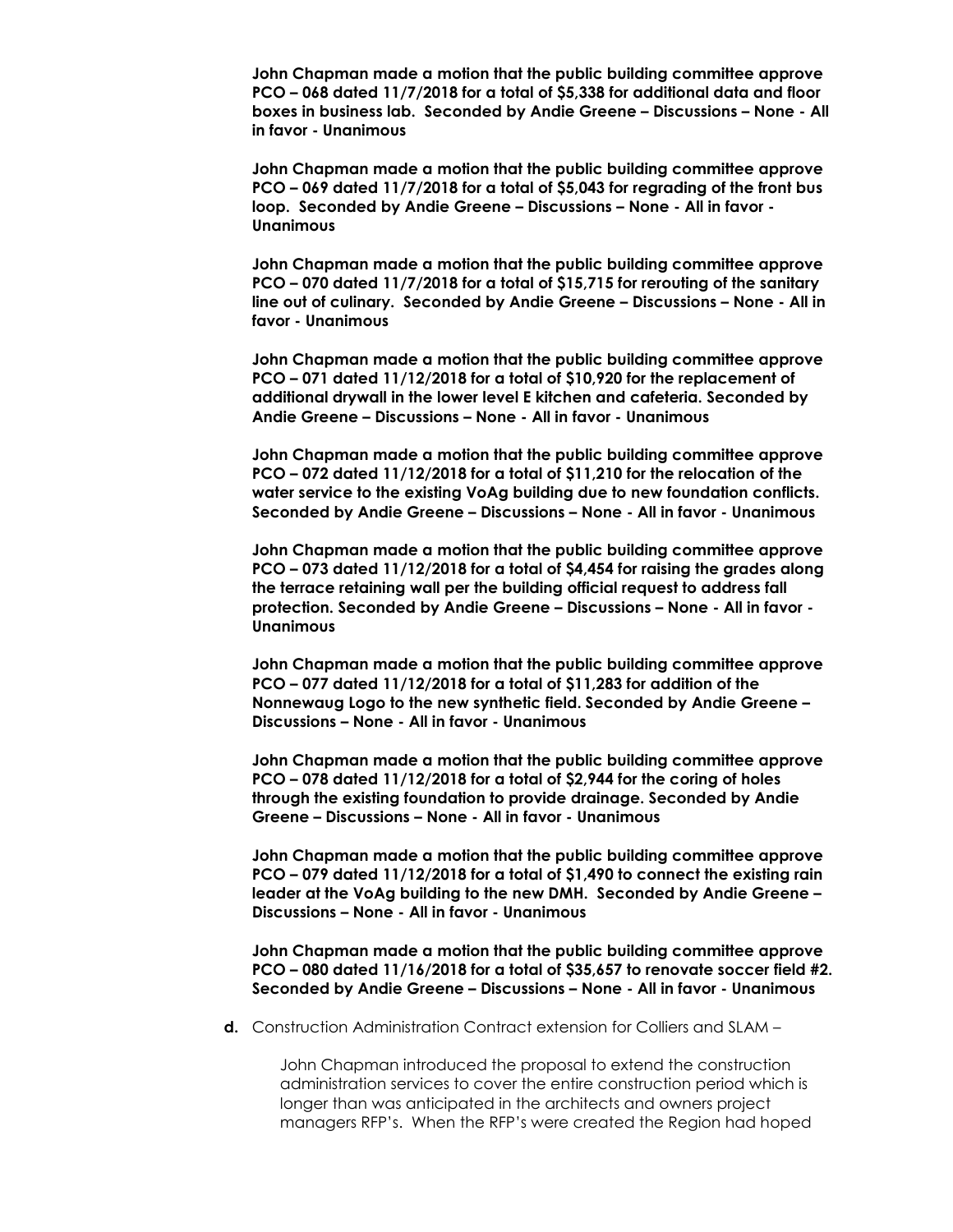**John Chapman made a motion that the public building committee approve PCO – 068 dated 11/7/2018 for a total of $5,338 for additional data and floor boxes in business lab. Seconded by Andie Greene – Discussions – None - All in favor - Unanimous**

**John Chapman made a motion that the public building committee approve PCO – 069 dated 11/7/2018 for a total of $5,043 for regrading of the front bus loop. Seconded by Andie Greene – Discussions – None - All in favor - Unanimous**

**John Chapman made a motion that the public building committee approve PCO – 070 dated 11/7/2018 for a total of $15,715 for rerouting of the sanitary line out of culinary. Seconded by Andie Greene – Discussions – None - All in favor - Unanimous**

**John Chapman made a motion that the public building committee approve PCO – 071 dated 11/12/2018 for a total of $10,920 for the replacement of additional drywall in the lower level E kitchen and cafeteria. Seconded by Andie Greene – Discussions – None - All in favor - Unanimous**

**John Chapman made a motion that the public building committee approve PCO – 072 dated 11/12/2018 for a total of $11,210 for the relocation of the water service to the existing VoAg building due to new foundation conflicts. Seconded by Andie Greene – Discussions – None - All in favor - Unanimous**

**John Chapman made a motion that the public building committee approve PCO – 073 dated 11/12/2018 for a total of $4,454 for raising the grades along the terrace retaining wall per the building official request to address fall protection. Seconded by Andie Greene – Discussions – None - All in favor - Unanimous**

**John Chapman made a motion that the public building committee approve PCO – 077 dated 11/12/2018 for a total of $11,283 for addition of the Nonnewaug Logo to the new synthetic field. Seconded by Andie Greene – Discussions – None - All in favor - Unanimous**

**John Chapman made a motion that the public building committee approve PCO – 078 dated 11/12/2018 for a total of $2,944 for the coring of holes through the existing foundation to provide drainage. Seconded by Andie Greene – Discussions – None - All in favor - Unanimous**

**John Chapman made a motion that the public building committee approve PCO – 079 dated 11/12/2018 for a total of $1,490 to connect the existing rain leader at the VoAg building to the new DMH. Seconded by Andie Greene – Discussions – None - All in favor - Unanimous**

**John Chapman made a motion that the public building committee approve PCO – 080 dated 11/16/2018 for a total of $35,657 to renovate soccer field #2. Seconded by Andie Greene – Discussions – None - All in favor - Unanimous**

**d.** Construction Administration Contract extension for Colliers and SLAM –

John Chapman introduced the proposal to extend the construction administration services to cover the entire construction period which is longer than was anticipated in the architects and owners project managers RFP's. When the RFP's were created the Region had hoped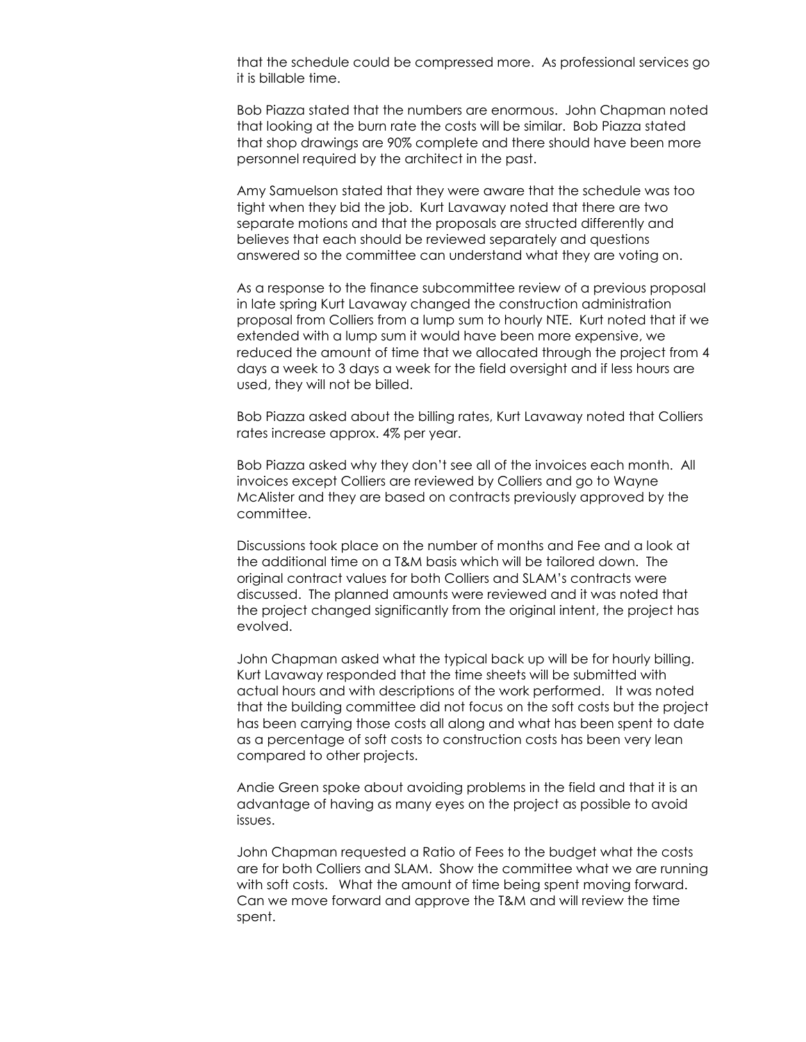that the schedule could be compressed more. As professional services go it is billable time.

Bob Piazza stated that the numbers are enormous. John Chapman noted that looking at the burn rate the costs will be similar. Bob Piazza stated that shop drawings are 90% complete and there should have been more personnel required by the architect in the past.

Amy Samuelson stated that they were aware that the schedule was too tight when they bid the job. Kurt Lavaway noted that there are two separate motions and that the proposals are structed differently and believes that each should be reviewed separately and questions answered so the committee can understand what they are voting on.

As a response to the finance subcommittee review of a previous proposal in late spring Kurt Lavaway changed the construction administration proposal from Colliers from a lump sum to hourly NTE. Kurt noted that if we extended with a lump sum it would have been more expensive, we reduced the amount of time that we allocated through the project from 4 days a week to 3 days a week for the field oversight and if less hours are used, they will not be billed.

Bob Piazza asked about the billing rates, Kurt Lavaway noted that Colliers rates increase approx. 4% per year.

Bob Piazza asked why they don't see all of the invoices each month. All invoices except Colliers are reviewed by Colliers and go to Wayne McAlister and they are based on contracts previously approved by the committee.

Discussions took place on the number of months and Fee and a look at the additional time on a T&M basis which will be tailored down. The original contract values for both Colliers and SLAM's contracts were discussed. The planned amounts were reviewed and it was noted that the project changed significantly from the original intent, the project has evolved.

John Chapman asked what the typical back up will be for hourly billing. Kurt Lavaway responded that the time sheets will be submitted with actual hours and with descriptions of the work performed. It was noted that the building committee did not focus on the soft costs but the project has been carrying those costs all along and what has been spent to date as a percentage of soft costs to construction costs has been very lean compared to other projects.

Andie Green spoke about avoiding problems in the field and that it is an advantage of having as many eyes on the project as possible to avoid issues.

John Chapman requested a Ratio of Fees to the budget what the costs are for both Colliers and SLAM. Show the committee what we are running with soft costs. What the amount of time being spent moving forward. Can we move forward and approve the T&M and will review the time spent.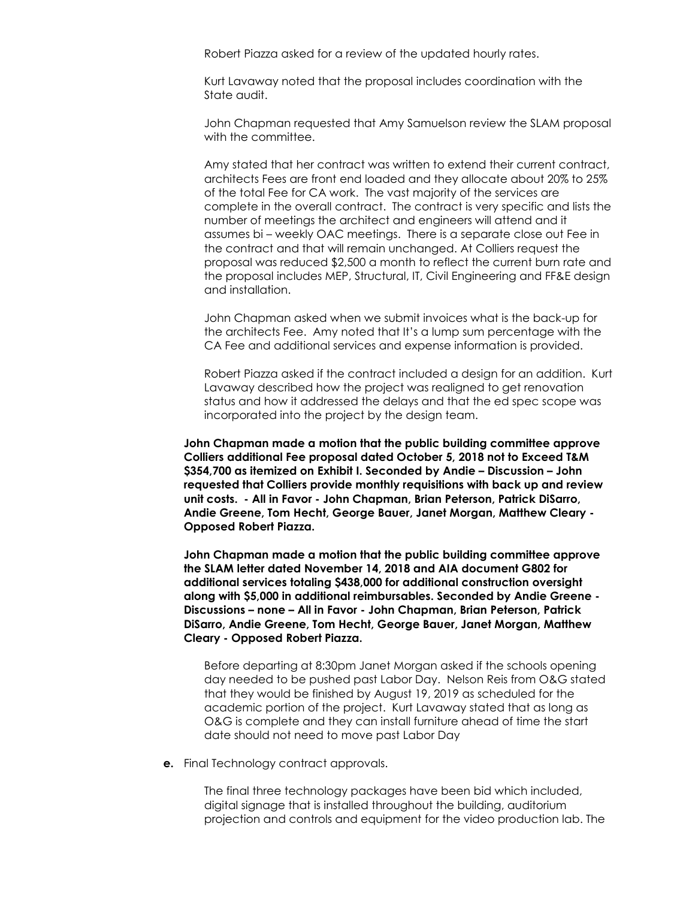Robert Piazza asked for a review of the updated hourly rates.

Kurt Lavaway noted that the proposal includes coordination with the State audit.

John Chapman requested that Amy Samuelson review the SLAM proposal with the committee.

Amy stated that her contract was written to extend their current contract, architects Fees are front end loaded and they allocate about 20% to 25% of the total Fee for CA work. The vast majority of the services are complete in the overall contract. The contract is very specific and lists the number of meetings the architect and engineers will attend and it assumes bi – weekly OAC meetings. There is a separate close out Fee in the contract and that will remain unchanged. At Colliers request the proposal was reduced $2,500 a month to reflect the current burn rate and the proposal includes MEP, Structural, IT, Civil Engineering and FF&E design and installation.

John Chapman asked when we submit invoices what is the back-up for the architects Fee. Amy noted that It's a lump sum percentage with the CA Fee and additional services and expense information is provided.

Robert Piazza asked if the contract included a design for an addition. Kurt Lavaway described how the project was realigned to get renovation status and how it addressed the delays and that the ed spec scope was incorporated into the project by the design team.

**John Chapman made a motion that the public building committee approve Colliers additional Fee proposal dated October 5, 2018 not to Exceed T&M $354,700 as itemized on Exhibit I. Seconded by Andie – Discussion – John requested that Colliers provide monthly requisitions with back up and review unit costs. - All in Favor - John Chapman, Brian Peterson, Patrick DiSarro, Andie Greene, Tom Hecht, George Bauer, Janet Morgan, Matthew Cleary - Opposed Robert Piazza.**

**John Chapman made a motion that the public building committee approve the SLAM letter dated November 14, 2018 and AIA document G802 for additional services totaling $438,000 for additional construction oversight along with $5,000 in additional reimbursables. Seconded by Andie Greene - Discussions – none – All in Favor - John Chapman, Brian Peterson, Patrick DiSarro, Andie Greene, Tom Hecht, George Bauer, Janet Morgan, Matthew Cleary - Opposed Robert Piazza.**

Before departing at 8:30pm Janet Morgan asked if the schools opening day needed to be pushed past Labor Day. Nelson Reis from O&G stated that they would be finished by August 19, 2019 as scheduled for the academic portion of the project. Kurt Lavaway stated that as long as O&G is complete and they can install furniture ahead of time the start date should not need to move past Labor Day

**e.** Final Technology contract approvals.

The final three technology packages have been bid which included, digital signage that is installed throughout the building, auditorium projection and controls and equipment for the video production lab. The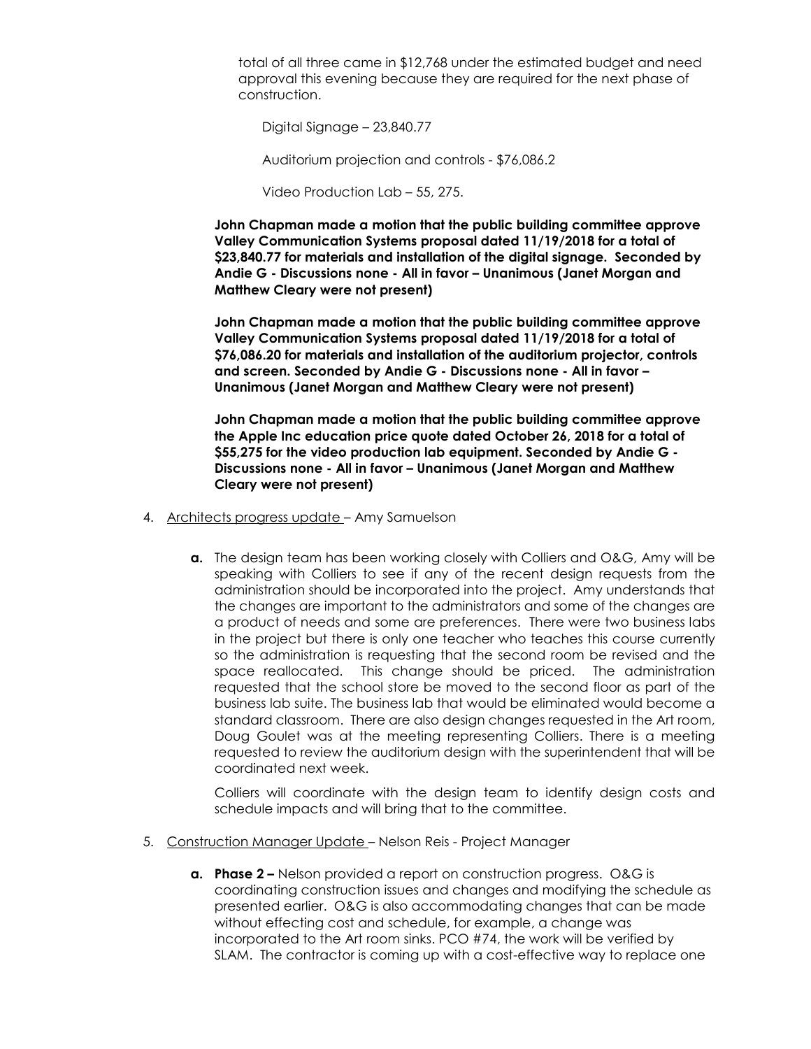total of all three came in $12,768 under the estimated budget and need approval this evening because they are required for the next phase of construction.

Digital Signage – 23,840.77

Auditorium projection and controls - $76,086.2

Video Production Lab – 55, 275.

**John Chapman made a motion that the public building committee approve Valley Communication Systems proposal dated 11/19/2018 for a total of $23,840.77 for materials and installation of the digital signage. Seconded by Andie G - Discussions none - All in favor – Unanimous (Janet Morgan and Matthew Cleary were not present)**

**John Chapman made a motion that the public building committee approve Valley Communication Systems proposal dated 11/19/2018 for a total of $76,086.20 for materials and installation of the auditorium projector, controls and screen. Seconded by Andie G - Discussions none - All in favor – Unanimous (Janet Morgan and Matthew Cleary were not present)**

**John Chapman made a motion that the public building committee approve the Apple Inc education price quote dated October 26, 2018 for a total of $55,275 for the video production lab equipment. Seconded by Andie G - Discussions none - All in favor – Unanimous (Janet Morgan and Matthew Cleary were not present)**

4. Architects progress update – Amy Samuelson

   **a.** The design team has been working closely with Colliers and O&G, Amy will be speaking with Colliers to see if any of the recent design requests from the administration should be incorporated into the project. Amy understands that the changes are important to the administrators and some of the changes are a product of needs and some are preferences. There were two business labs in the project but there is only one teacher who teaches this course currently so the administration is requesting that the second room be revised and the space reallocated. This change should be priced. The administration requested that the school store be moved to the second floor as part of the business lab suite. The business lab that would be eliminated would become a standard classroom. There are also design changes requested in the Art room, Doug Goulet was at the meeting representing Colliers. There is a meeting requested to review the auditorium design with the superintendent that will be coordinated next week.

   Colliers will coordinate with the design team to identify design costs and schedule impacts and will bring that to the committee.

5. Construction Manager Update – Nelson Reis - Project Manager

   **a. Phase 2 –** Nelson provided a report on construction progress. O&G is coordinating construction issues and changes and modifying the schedule as presented earlier. O&G is also accommodating changes that can be made without effecting cost and schedule, for example, a change was incorporated to the Art room sinks. PCO #74, the work will be verified by SLAM. The contractor is coming up with a cost-effective way to replace one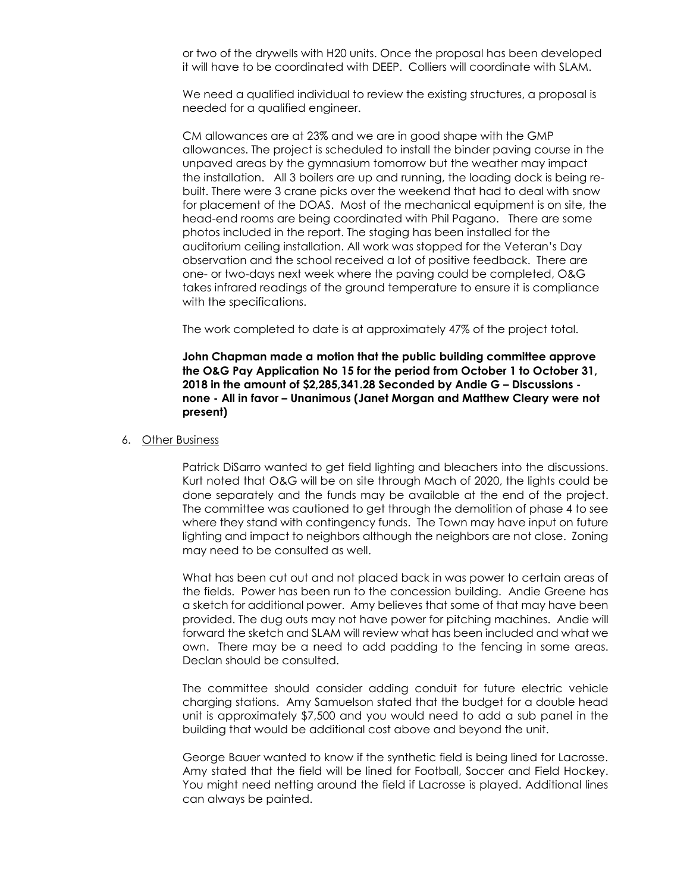or two of the drywells with H20 units. Once the proposal has been developed it will have to be coordinated with DEEP. Colliers will coordinate with SLAM.

We need a qualified individual to review the existing structures, a proposal is needed for a qualified engineer.

CM allowances are at 23% and we are in good shape with the GMP allowances. The project is scheduled to install the binder paving course in the unpaved areas by the gymnasium tomorrow but the weather may impact the installation. All 3 boilers are up and running, the loading dock is being re-built. There were 3 crane picks over the weekend that had to deal with snow for placement of the DOAS. Most of the mechanical equipment is on site, the head-end rooms are being coordinated with Phil Pagano. There are some photos included in the report. The staging has been installed for the auditorium ceiling installation. All work was stopped for the Veteran's Day observation and the school received a lot of positive feedback. There are one- or two-days next week where the paving could be completed, O&G takes infrared readings of the ground temperature to ensure it is compliance with the specifications.

The work completed to date is at approximately 47% of the project total.

**John Chapman made a motion that the public building committee approve the O&G Pay Application No 15 for the period from October 1 to October 31, 2018 in the amount of $2,285,341.28 Seconded by Andie G – Discussions - none - All in favor – Unanimous (Janet Morgan and Matthew Cleary were not present)**

6. Other Business

Patrick DiSarro wanted to get field lighting and bleachers into the discussions. Kurt noted that O&G will be on site through Mach of 2020, the lights could be done separately and the funds may be available at the end of the project. The committee was cautioned to get through the demolition of phase 4 to see where they stand with contingency funds. The Town may have input on future lighting and impact to neighbors although the neighbors are not close. Zoning may need to be consulted as well.

What has been cut out and not placed back in was power to certain areas of the fields. Power has been run to the concession building. Andie Greene has a sketch for additional power. Amy believes that some of that may have been provided. The dug outs may not have power for pitching machines. Andie will forward the sketch and SLAM will review what has been included and what we own. There may be a need to add padding to the fencing in some areas. Declan should be consulted.

The committee should consider adding conduit for future electric vehicle charging stations. Amy Samuelson stated that the budget for a double head unit is approximately $7,500 and you would need to add a sub panel in the building that would be additional cost above and beyond the unit.

George Bauer wanted to know if the synthetic field is being lined for Lacrosse. Amy stated that the field will be lined for Football, Soccer and Field Hockey. You might need netting around the field if Lacrosse is played. Additional lines can always be painted.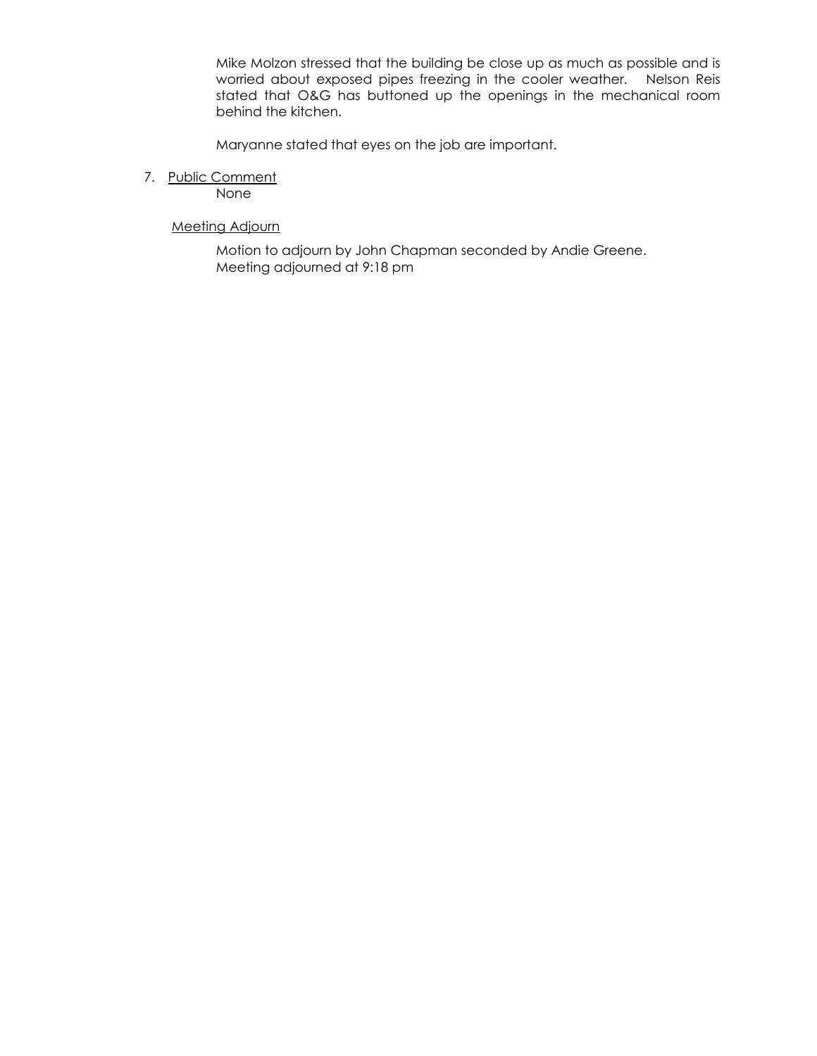Mike Molzon stressed that the building be close up as much as possible and is worried about exposed pipes freezing in the cooler weather. Nelson Reis stated that O&G has buttoned up the openings in the mechanical room behind the kitchen.

Maryanne stated that eyes on the job are important.

7. Public Comment

   None

Meeting Adjourn

Motion to adjourn by John Chapman seconded by Andie Greene.
Meeting adjourned at 9:18 pm